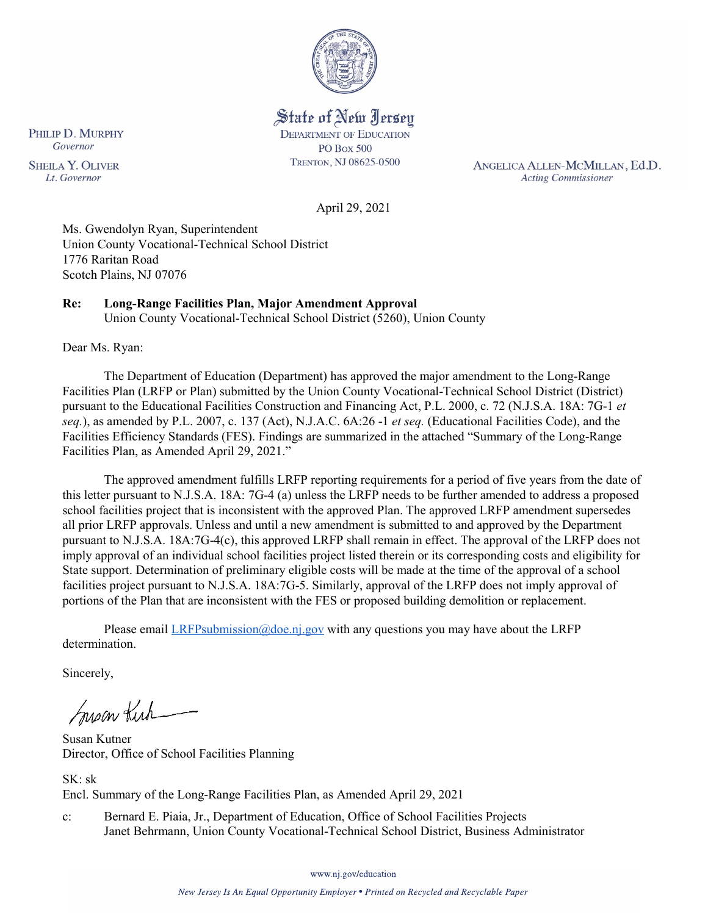State of New Jersey
DEPARTMENT OF EDUCATION
PO BOX 500
TRENTON, NJ 08625-0500

PHILIP D. MURPHY
*Governor*

SHEILA Y. OLIVER
*Lt. Governor*

ANGELICA ALLEN-MCMILLAN, Ed.D.
*Acting Commissioner*

April 29, 2021

Ms. Gwendolyn Ryan, Superintendent
Union County Vocational-Technical School District
1776 Raritan Road
Scotch Plains, NJ 07076

**Re: Long-Range Facilities Plan, Major Amendment Approval**
Union County Vocational-Technical School District (5260), Union County

Dear Ms. Ryan:

The Department of Education (Department) has approved the major amendment to the Long-Range Facilities Plan (LRFP or Plan) submitted by the Union County Vocational-Technical School District (District) pursuant to the Educational Facilities Construction and Financing Act, P.L. 2000, c. 72 (N.J.S.A. 18A: 7G-1 *et seq.*), as amended by P.L. 2007, c. 137 (Act), N.J.A.C. 6A:26 -1 *et seq.* (Educational Facilities Code), and the Facilities Efficiency Standards (FES). Findings are summarized in the attached "Summary of the Long-Range Facilities Plan, as Amended April 29, 2021."

The approved amendment fulfills LRFP reporting requirements for a period of five years from the date of this letter pursuant to N.J.S.A. 18A: 7G-4 (a) unless the LRFP needs to be further amended to address a proposed school facilities project that is inconsistent with the approved Plan. The approved LRFP amendment supersedes all prior LRFP approvals. Unless and until a new amendment is submitted to and approved by the Department pursuant to N.J.S.A. 18A:7G-4(c), this approved LRFP shall remain in effect. The approval of the LRFP does not imply approval of an individual school facilities project listed therein or its corresponding costs and eligibility for State support. Determination of preliminary eligible costs will be made at the time of the approval of a school facilities project pursuant to N.J.S.A. 18A:7G-5. Similarly, approval of the LRFP does not imply approval of portions of the Plan that are inconsistent with the FES or proposed building demolition or replacement.

Please email LRFPsubmission@doe.nj.gov with any questions you may have about the LRFP determination.

Sincerely,

Susan Kutner
Director, Office of School Facilities Planning

SK: sk
Encl. Summary of the Long-Range Facilities Plan, as Amended April 29, 2021

c: Bernard E. Piaia, Jr., Department of Education, Office of School Facilities Projects
Janet Behrmann, Union County Vocational-Technical School District, Business Administrator

www.nj.gov/education

*New Jersey Is An Equal Opportunity Employer • Printed on Recycled and Recyclable Paper*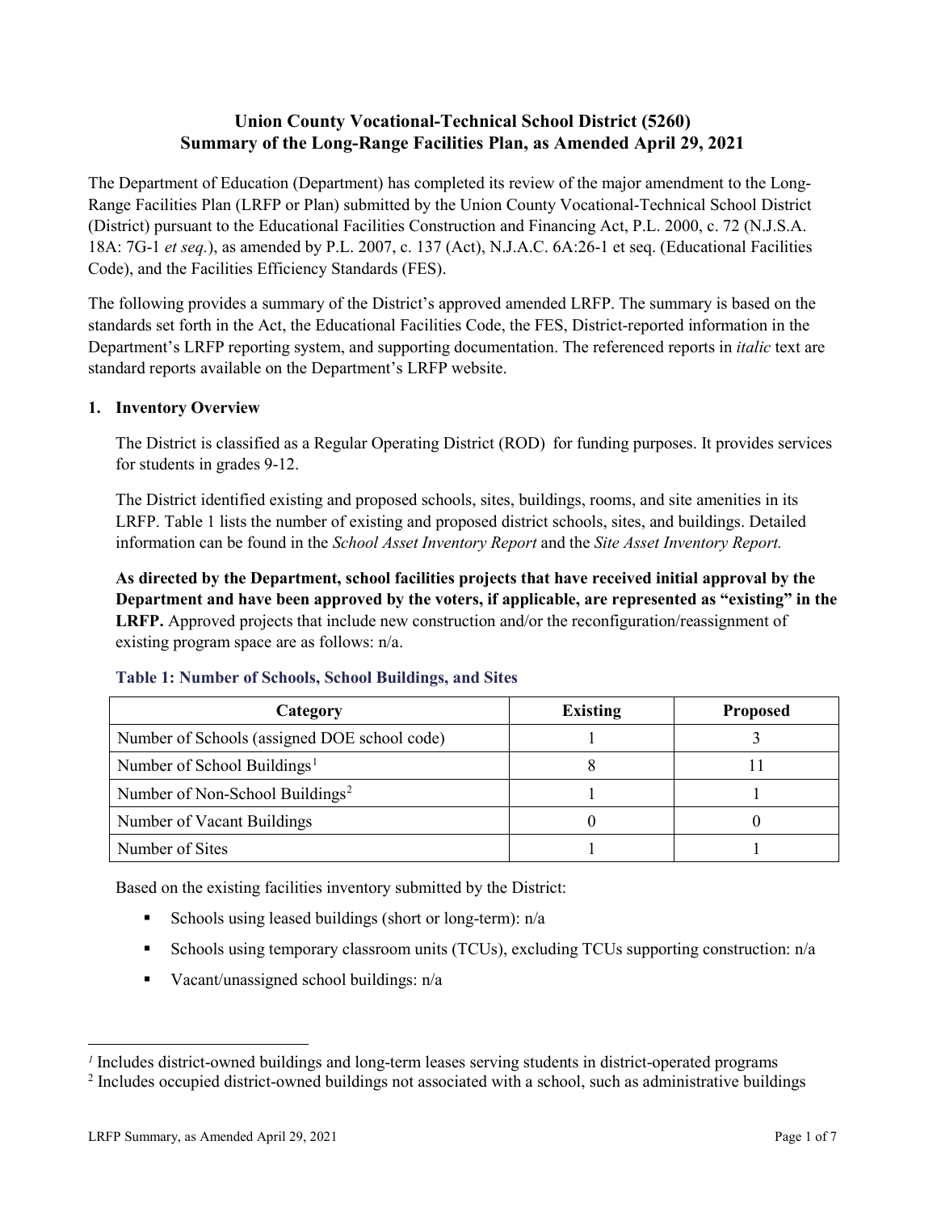# Union County Vocational-Technical School District (5260)
# Summary of the Long-Range Facilities Plan, as Amended April 29, 2021

The Department of Education (Department) has completed its review of the major amendment to the Long-Range Facilities Plan (LRFP or Plan) submitted by the Union County Vocational-Technical School District (District) pursuant to the Educational Facilities Construction and Financing Act, P.L. 2000, c. 72 (N.J.S.A. 18A: 7G-1 *et seq.*), as amended by P.L. 2007, c. 137 (Act), N.J.A.C. 6A:26-1 et seq. (Educational Facilities Code), and the Facilities Efficiency Standards (FES).

The following provides a summary of the District's approved amended LRFP. The summary is based on the standards set forth in the Act, the Educational Facilities Code, the FES, District-reported information in the Department's LRFP reporting system, and supporting documentation. The referenced reports in *italic* text are standard reports available on the Department's LRFP website.

## 1. Inventory Overview

The District is classified as a Regular Operating District (ROD) for funding purposes. It provides services for students in grades 9-12.

The District identified existing and proposed schools, sites, buildings, rooms, and site amenities in its LRFP. Table 1 lists the number of existing and proposed district schools, sites, and buildings. Detailed information can be found in the *School Asset Inventory Report* and the *Site Asset Inventory Report.*

**As directed by the Department, school facilities projects that have received initial approval by the Department and have been approved by the voters, if applicable, are represented as "existing" in the LRFP.** Approved projects that include new construction and/or the reconfiguration/reassignment of existing program space are as follows: n/a.

### Table 1: Number of Schools, School Buildings, and Sites

| Category | Existing | Proposed |
|---|---|---|
| Number of Schools (assigned DOE school code) | 1 | 3 |
| Number of School Buildings[1] | 8 | 11 |
| Number of Non-School Buildings[2] | 1 | 1 |
| Number of Vacant Buildings | 0 | 0 |
| Number of Sites | 1 | 1 |

Based on the existing facilities inventory submitted by the District:

- Schools using leased buildings (short or long-term): n/a
- Schools using temporary classroom units (TCUs), excluding TCUs supporting construction: n/a
- Vacant/unassigned school buildings: n/a

---

[1] Includes district-owned buildings and long-term leases serving students in district-operated programs

[2] Includes occupied district-owned buildings not associated with a school, such as administrative buildings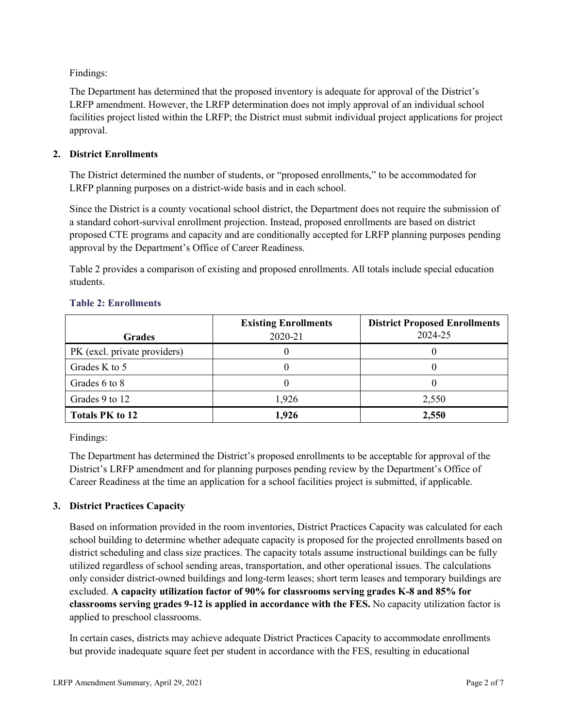Findings:

The Department has determined that the proposed inventory is adequate for approval of the District's LRFP amendment. However, the LRFP determination does not imply approval of an individual school facilities project listed within the LRFP; the District must submit individual project applications for project approval.

## 2. District Enrollments

The District determined the number of students, or "proposed enrollments," to be accommodated for LRFP planning purposes on a district-wide basis and in each school.

Since the District is a county vocational school district, the Department does not require the submission of a standard cohort-survival enrollment projection. Instead, proposed enrollments are based on district proposed CTE programs and capacity and are conditionally accepted for LRFP planning purposes pending approval by the Department's Office of Career Readiness.

Table 2 provides a comparison of existing and proposed enrollments. All totals include special education students.

### Table 2: Enrollments

| Grades | Existing Enrollments 2020-21 | District Proposed Enrollments 2024-25 |
|---|---|---|
| PK (excl. private providers) | 0 | 0 |
| Grades K to 5 | 0 | 0 |
| Grades 6 to 8 | 0 | 0 |
| Grades 9 to 12 | 1,926 | 2,550 |
| **Totals PK to 12** | **1,926** | **2,550** |

Findings:

The Department has determined the District's proposed enrollments to be acceptable for approval of the District's LRFP amendment and for planning purposes pending review by the Department's Office of Career Readiness at the time an application for a school facilities project is submitted, if applicable.

## 3. District Practices Capacity

Based on information provided in the room inventories, District Practices Capacity was calculated for each school building to determine whether adequate capacity is proposed for the projected enrollments based on district scheduling and class size practices. The capacity totals assume instructional buildings can be fully utilized regardless of school sending areas, transportation, and other operational issues. The calculations only consider district-owned buildings and long-term leases; short term leases and temporary buildings are excluded. **A capacity utilization factor of 90% for classrooms serving grades K-8 and 85% for classrooms serving grades 9-12 is applied in accordance with the FES.** No capacity utilization factor is applied to preschool classrooms.

In certain cases, districts may achieve adequate District Practices Capacity to accommodate enrollments but provide inadequate square feet per student in accordance with the FES, resulting in educational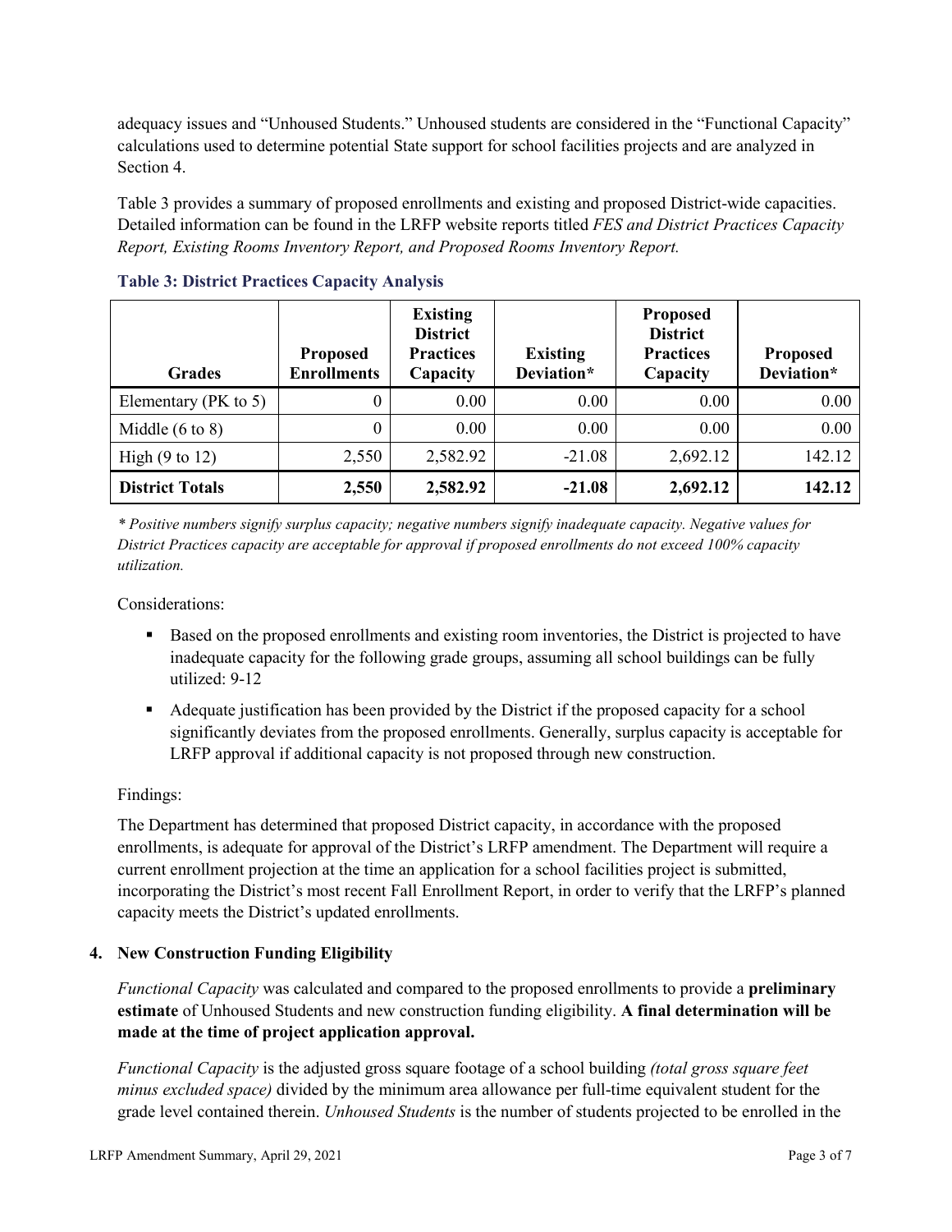adequacy issues and "Unhoused Students." Unhoused students are considered in the "Functional Capacity" calculations used to determine potential State support for school facilities projects and are analyzed in Section 4.

Table 3 provides a summary of proposed enrollments and existing and proposed District-wide capacities. Detailed information can be found in the LRFP website reports titled *FES and District Practices Capacity Report, Existing Rooms Inventory Report, and Proposed Rooms Inventory Report.*

**Table 3: District Practices Capacity Analysis**

| Grades | Proposed Enrollments | Existing District Practices Capacity | Existing Deviation* | Proposed District Practices Capacity | Proposed Deviation* |
|---|---|---|---|---|---|
| Elementary (PK to 5) | 0 | 0.00 | 0.00 | 0.00 | 0.00 |
| Middle (6 to 8) | 0 | 0.00 | 0.00 | 0.00 | 0.00 |
| High (9 to 12) | 2,550 | 2,582.92 | -21.08 | 2,692.12 | 142.12 |
| **District Totals** | **2,550** | **2,582.92** | **-21.08** | **2,692.12** | **142.12** |

*\* Positive numbers signify surplus capacity; negative numbers signify inadequate capacity. Negative values for District Practices capacity are acceptable for approval if proposed enrollments do not exceed 100% capacity utilization.*

Considerations:

- Based on the proposed enrollments and existing room inventories, the District is projected to have inadequate capacity for the following grade groups, assuming all school buildings can be fully utilized: 9-12
- Adequate justification has been provided by the District if the proposed capacity for a school significantly deviates from the proposed enrollments. Generally, surplus capacity is acceptable for LRFP approval if additional capacity is not proposed through new construction.

Findings:

The Department has determined that proposed District capacity, in accordance with the proposed enrollments, is adequate for approval of the District's LRFP amendment. The Department will require a current enrollment projection at the time an application for a school facilities project is submitted, incorporating the District's most recent Fall Enrollment Report, in order to verify that the LRFP's planned capacity meets the District's updated enrollments.

## 4. New Construction Funding Eligibility

*Functional Capacity* was calculated and compared to the proposed enrollments to provide a **preliminary estimate** of Unhoused Students and new construction funding eligibility. **A final determination will be made at the time of project application approval.**

*Functional Capacity* is the adjusted gross square footage of a school building *(total gross square feet minus excluded space)* divided by the minimum area allowance per full-time equivalent student for the grade level contained therein. *Unhoused Students* is the number of students projected to be enrolled in the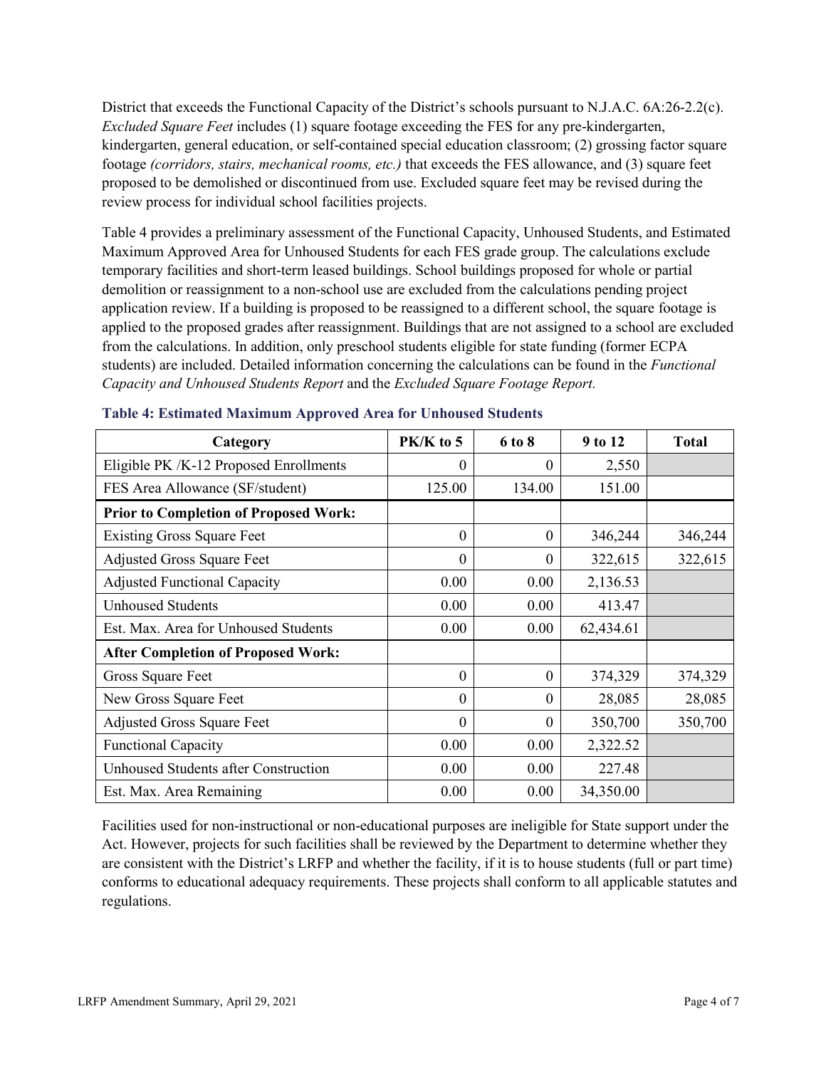District that exceeds the Functional Capacity of the District's schools pursuant to N.J.A.C. 6A:26-2.2(c). *Excluded Square Feet* includes (1) square footage exceeding the FES for any pre-kindergarten, kindergarten, general education, or self-contained special education classroom; (2) grossing factor square footage *(corridors, stairs, mechanical rooms, etc.)* that exceeds the FES allowance, and (3) square feet proposed to be demolished or discontinued from use. Excluded square feet may be revised during the review process for individual school facilities projects.

Table 4 provides a preliminary assessment of the Functional Capacity, Unhoused Students, and Estimated Maximum Approved Area for Unhoused Students for each FES grade group. The calculations exclude temporary facilities and short-term leased buildings. School buildings proposed for whole or partial demolition or reassignment to a non-school use are excluded from the calculations pending project application review. If a building is proposed to be reassigned to a different school, the square footage is applied to the proposed grades after reassignment. Buildings that are not assigned to a school are excluded from the calculations. In addition, only preschool students eligible for state funding (former ECPA students) are included. Detailed information concerning the calculations can be found in the *Functional Capacity and Unhoused Students Report* and the *Excluded Square Footage Report.*

**Table 4: Estimated Maximum Approved Area for Unhoused Students**

| Category | PK/K to 5 | 6 to 8 | 9 to 12 | Total |
|---|---|---|---|---|
| Eligible PK /K-12 Proposed Enrollments | 0 | 0 | 2,550 | |
| FES Area Allowance (SF/student) | 125.00 | 134.00 | 151.00 | |
| **Prior to Completion of Proposed Work:** | | | | |
| Existing Gross Square Feet | 0 | 0 | 346,244 | 346,244 |
| Adjusted Gross Square Feet | 0 | 0 | 322,615 | 322,615 |
| Adjusted Functional Capacity | 0.00 | 0.00 | 2,136.53 | |
| Unhoused Students | 0.00 | 0.00 | 413.47 | |
| Est. Max. Area for Unhoused Students | 0.00 | 0.00 | 62,434.61 | |
| **After Completion of Proposed Work:** | | | | |
| Gross Square Feet | 0 | 0 | 374,329 | 374,329 |
| New Gross Square Feet | 0 | 0 | 28,085 | 28,085 |
| Adjusted Gross Square Feet | 0 | 0 | 350,700 | 350,700 |
| Functional Capacity | 0.00 | 0.00 | 2,322.52 | |
| Unhoused Students after Construction | 0.00 | 0.00 | 227.48 | |
| Est. Max. Area Remaining | 0.00 | 0.00 | 34,350.00 | |

Facilities used for non-instructional or non-educational purposes are ineligible for State support under the Act. However, projects for such facilities shall be reviewed by the Department to determine whether they are consistent with the District's LRFP and whether the facility, if it is to house students (full or part time) conforms to educational adequacy requirements. These projects shall conform to all applicable statutes and regulations.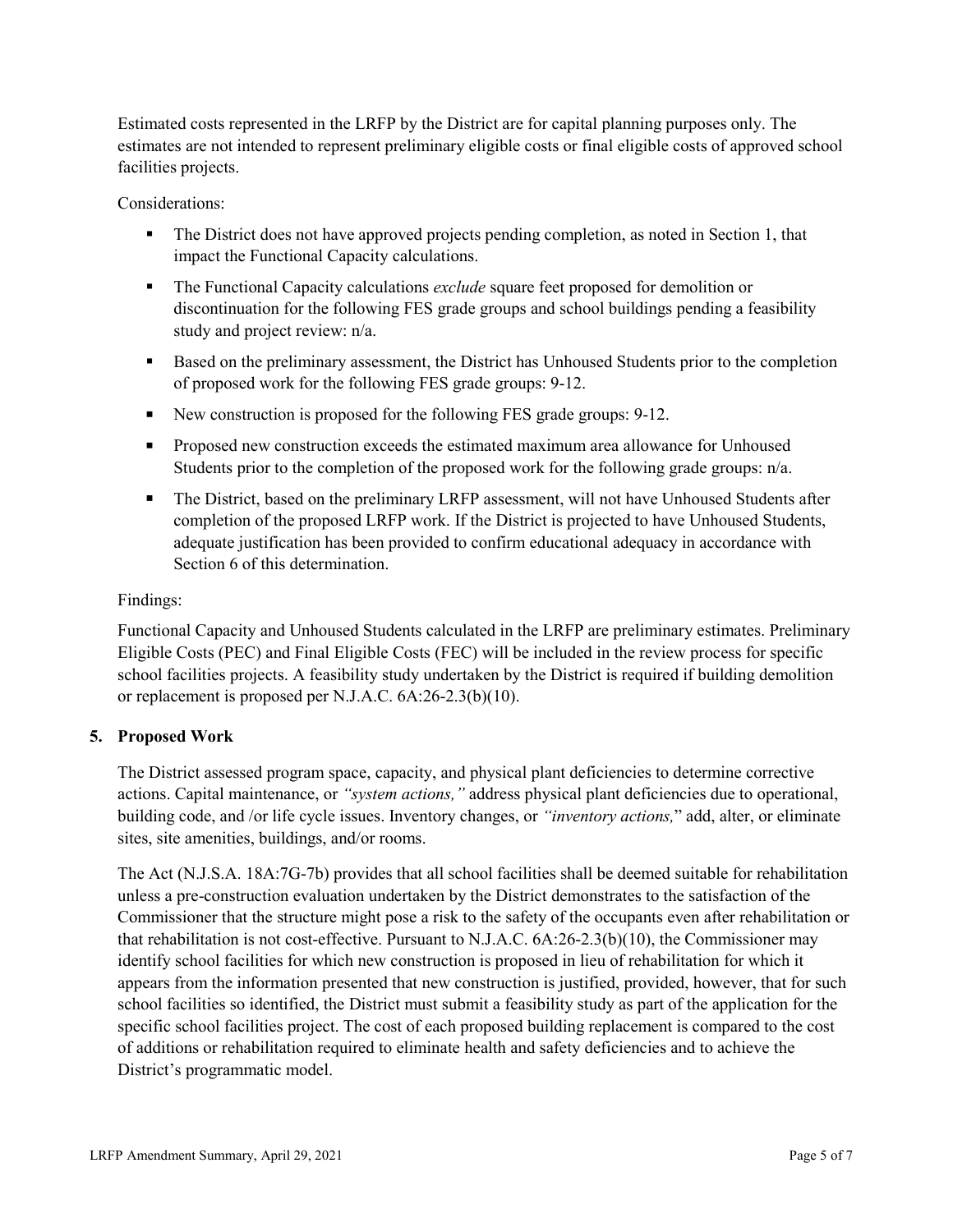Estimated costs represented in the LRFP by the District are for capital planning purposes only. The estimates are not intended to represent preliminary eligible costs or final eligible costs of approved school facilities projects.

Considerations:

- The District does not have approved projects pending completion, as noted in Section 1, that impact the Functional Capacity calculations.
- The Functional Capacity calculations *exclude* square feet proposed for demolition or discontinuation for the following FES grade groups and school buildings pending a feasibility study and project review: n/a.
- Based on the preliminary assessment, the District has Unhoused Students prior to the completion of proposed work for the following FES grade groups: 9-12.
- New construction is proposed for the following FES grade groups: 9-12.
- Proposed new construction exceeds the estimated maximum area allowance for Unhoused Students prior to the completion of the proposed work for the following grade groups: n/a.
- The District, based on the preliminary LRFP assessment, will not have Unhoused Students after completion of the proposed LRFP work. If the District is projected to have Unhoused Students, adequate justification has been provided to confirm educational adequacy in accordance with Section 6 of this determination.

Findings:

Functional Capacity and Unhoused Students calculated in the LRFP are preliminary estimates. Preliminary Eligible Costs (PEC) and Final Eligible Costs (FEC) will be included in the review process for specific school facilities projects. A feasibility study undertaken by the District is required if building demolition or replacement is proposed per N.J.A.C. 6A:26-2.3(b)(10).

## 5. Proposed Work

The District assessed program space, capacity, and physical plant deficiencies to determine corrective actions. Capital maintenance, or *"system actions,"* address physical plant deficiencies due to operational, building code, and /or life cycle issues. Inventory changes, or *"inventory actions,"* add, alter, or eliminate sites, site amenities, buildings, and/or rooms.

The Act (N.J.S.A. 18A:7G-7b) provides that all school facilities shall be deemed suitable for rehabilitation unless a pre-construction evaluation undertaken by the District demonstrates to the satisfaction of the Commissioner that the structure might pose a risk to the safety of the occupants even after rehabilitation or that rehabilitation is not cost-effective. Pursuant to N.J.A.C. 6A:26-2.3(b)(10), the Commissioner may identify school facilities for which new construction is proposed in lieu of rehabilitation for which it appears from the information presented that new construction is justified, provided, however, that for such school facilities so identified, the District must submit a feasibility study as part of the application for the specific school facilities project. The cost of each proposed building replacement is compared to the cost of additions or rehabilitation required to eliminate health and safety deficiencies and to achieve the District's programmatic model.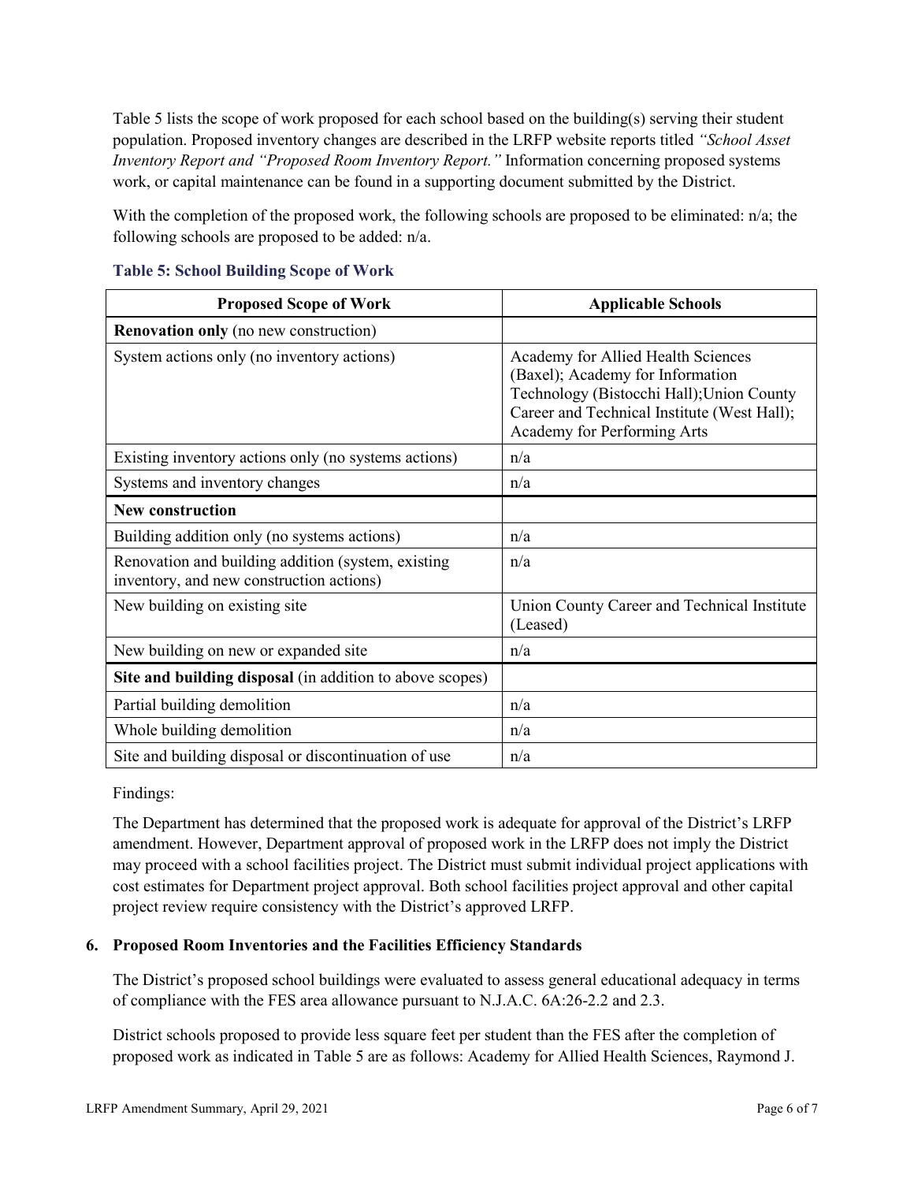Table 5 lists the scope of work proposed for each school based on the building(s) serving their student population. Proposed inventory changes are described in the LRFP website reports titled *"School Asset Inventory Report and "Proposed Room Inventory Report."* Information concerning proposed systems work, or capital maintenance can be found in a supporting document submitted by the District.

With the completion of the proposed work, the following schools are proposed to be eliminated: n/a; the following schools are proposed to be added: n/a.

### Table 5: School Building Scope of Work

| Proposed Scope of Work | Applicable Schools |
|---|---|
| **Renovation only** (no new construction) | |
| System actions only (no inventory actions) | Academy for Allied Health Sciences (Baxel); Academy for Information Technology (Bistocchi Hall);Union County Career and Technical Institute (West Hall); Academy for Performing Arts |
| Existing inventory actions only (no systems actions) | n/a |
| Systems and inventory changes | n/a |
| **New construction** | |
| Building addition only (no systems actions) | n/a |
| Renovation and building addition (system, existing inventory, and new construction actions) | n/a |
| New building on existing site | Union County Career and Technical Institute (Leased) |
| New building on new or expanded site | n/a |
| **Site and building disposal** (in addition to above scopes) | |
| Partial building demolition | n/a |
| Whole building demolition | n/a |
| Site and building disposal or discontinuation of use | n/a |

Findings:

The Department has determined that the proposed work is adequate for approval of the District's LRFP amendment. However, Department approval of proposed work in the LRFP does not imply the District may proceed with a school facilities project. The District must submit individual project applications with cost estimates for Department project approval. Both school facilities project approval and other capital project review require consistency with the District's approved LRFP.

## 6. Proposed Room Inventories and the Facilities Efficiency Standards

The District's proposed school buildings were evaluated to assess general educational adequacy in terms of compliance with the FES area allowance pursuant to N.J.A.C. 6A:26-2.2 and 2.3.

District schools proposed to provide less square feet per student than the FES after the completion of proposed work as indicated in Table 5 are as follows: Academy for Allied Health Sciences, Raymond J.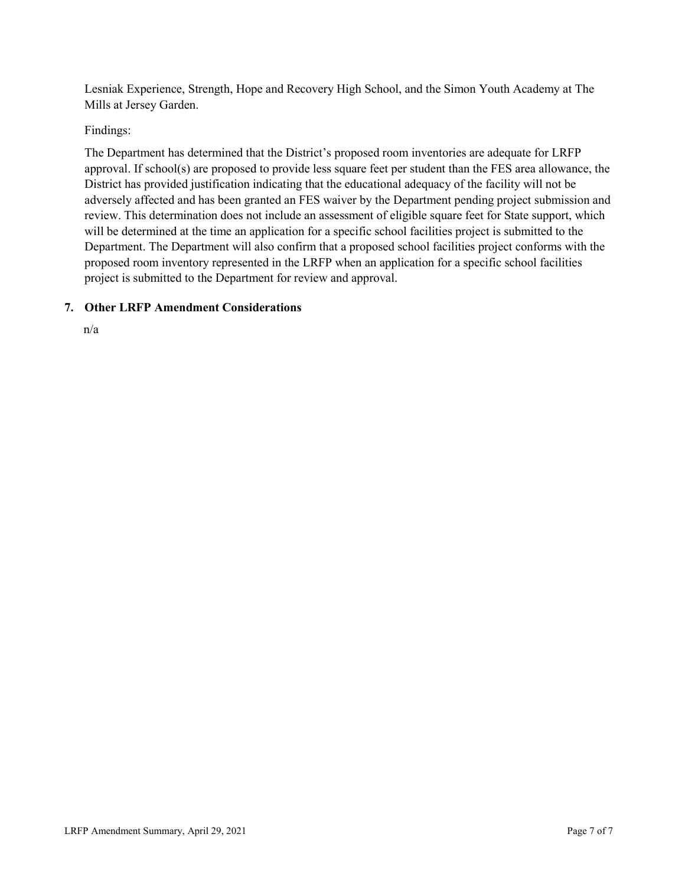Lesniak Experience, Strength, Hope and Recovery High School, and the Simon Youth Academy at The Mills at Jersey Garden.

Findings:

The Department has determined that the District's proposed room inventories are adequate for LRFP approval. If school(s) are proposed to provide less square feet per student than the FES area allowance, the District has provided justification indicating that the educational adequacy of the facility will not be adversely affected and has been granted an FES waiver by the Department pending project submission and review. This determination does not include an assessment of eligible square feet for State support, which will be determined at the time an application for a specific school facilities project is submitted to the Department. The Department will also confirm that a proposed school facilities project conforms with the proposed room inventory represented in the LRFP when an application for a specific school facilities project is submitted to the Department for review and approval.

## 7. Other LRFP Amendment Considerations

n/a